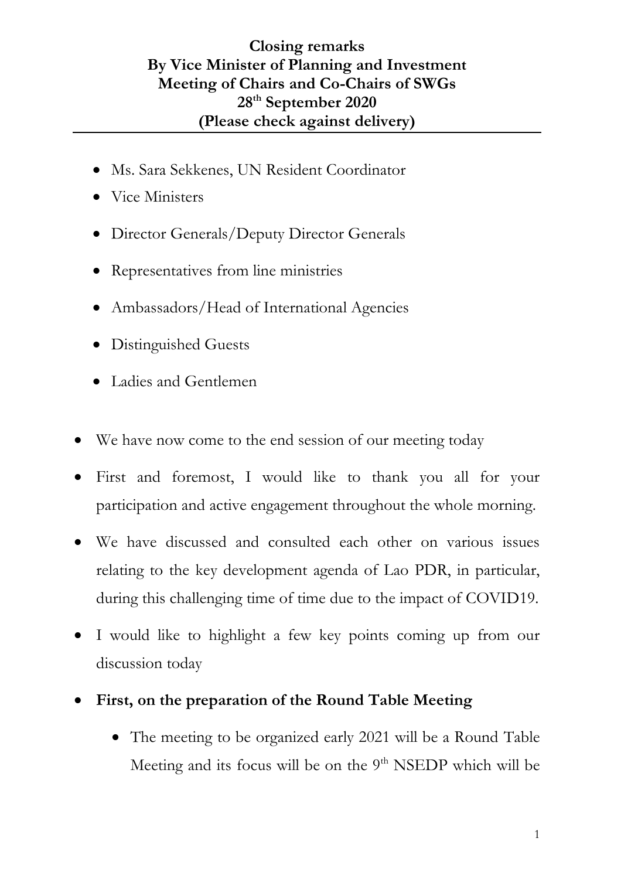**Closing remarks**
**By Vice Minister of Planning and Investment**
**Meeting of Chairs and Co-Chairs of SWGs**
**28th September 2020**
**(Please check against delivery)**

---

- Ms. Sara Sekkenes, UN Resident Coordinator
- Vice Ministers
- Director Generals/Deputy Director Generals
- Representatives from line ministries
- Ambassadors/Head of International Agencies
- Distinguished Guests
- Ladies and Gentlemen

- We have now come to the end session of our meeting today
- First and foremost, I would like to thank you all for your participation and active engagement throughout the whole morning.
- We have discussed and consulted each other on various issues relating to the key development agenda of Lao PDR, in particular, during this challenging time of time due to the impact of COVID19.
- I would like to highlight a few key points coming up from our discussion today
- **First, on the preparation of the Round Table Meeting**
    - The meeting to be organized early 2021 will be a Round Table Meeting and its focus will be on the 9th NSEDP which will be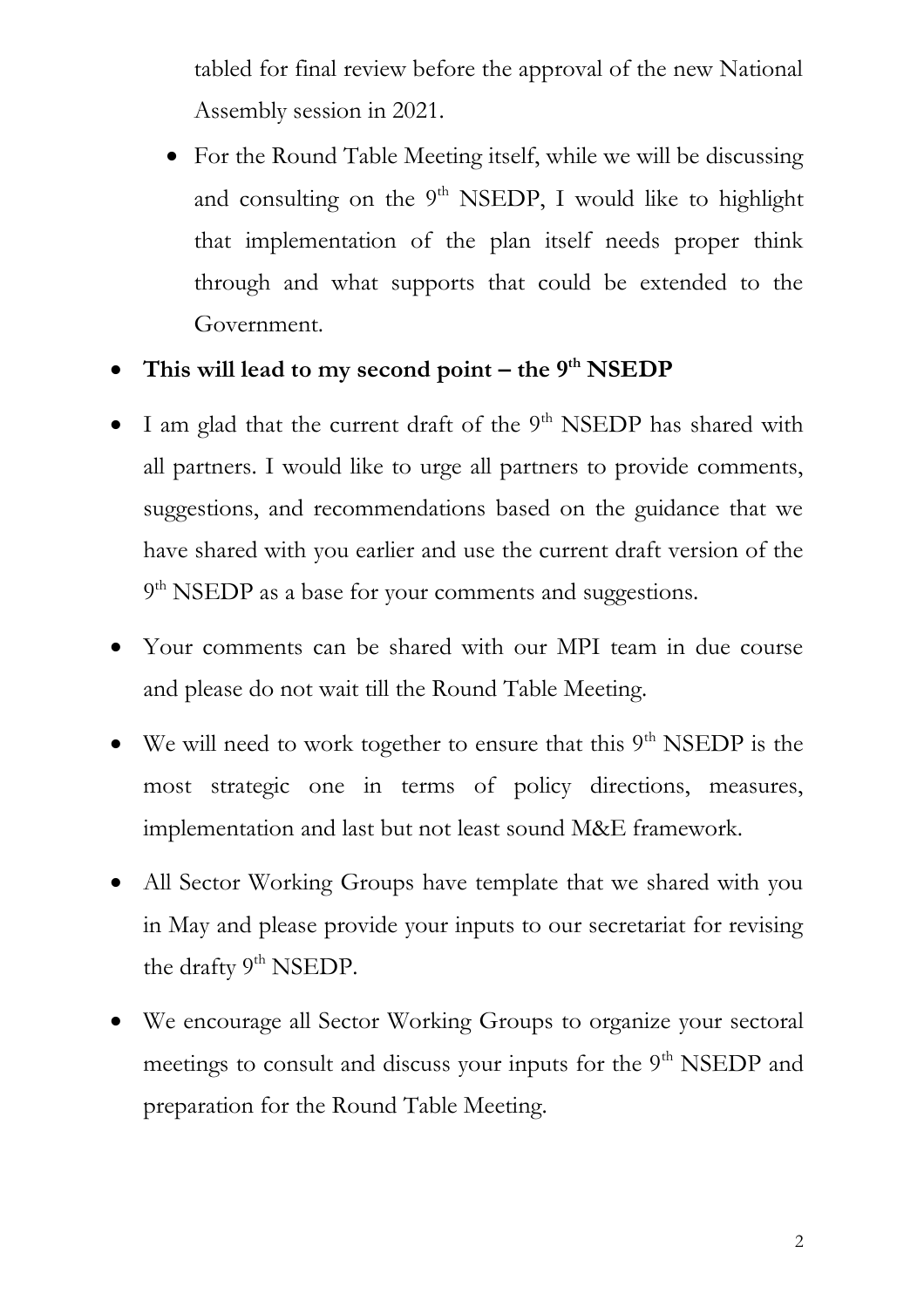tabled for final review before the approval of the new National Assembly session in 2021.

- For the Round Table Meeting itself, while we will be discussing and consulting on the 9th NSEDP, I would like to highlight that implementation of the plan itself needs proper think through and what supports that could be extended to the Government.

- **This will lead to my second point – the 9th NSEDP**
- I am glad that the current draft of the 9th NSEDP has shared with all partners. I would like to urge all partners to provide comments, suggestions, and recommendations based on the guidance that we have shared with you earlier and use the current draft version of the 9th NSEDP as a base for your comments and suggestions.
- Your comments can be shared with our MPI team in due course and please do not wait till the Round Table Meeting.
- We will need to work together to ensure that this 9th NSEDP is the most strategic one in terms of policy directions, measures, implementation and last but not least sound M&E framework.
- All Sector Working Groups have template that we shared with you in May and please provide your inputs to our secretariat for revising the drafty 9th NSEDP.
- We encourage all Sector Working Groups to organize your sectoral meetings to consult and discuss your inputs for the 9th NSEDP and preparation for the Round Table Meeting.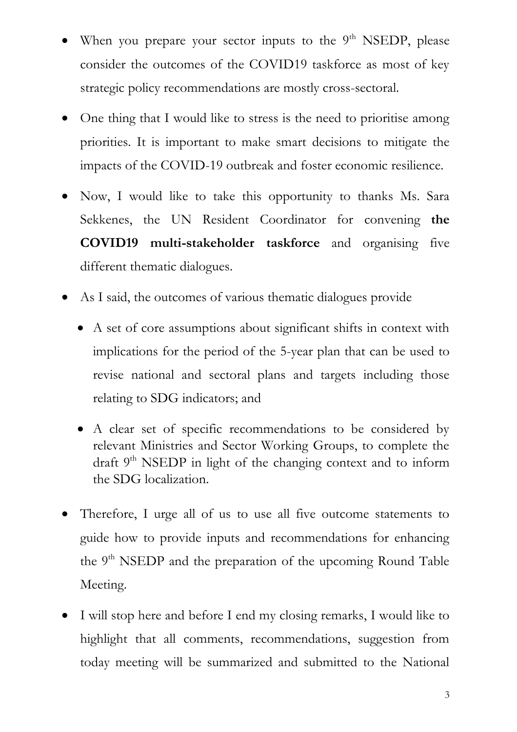- When you prepare your sector inputs to the 9th NSEDP, please consider the outcomes of the COVID19 taskforce as most of key strategic policy recommendations are mostly cross-sectoral.

- One thing that I would like to stress is the need to prioritise among priorities. It is important to make smart decisions to mitigate the impacts of the COVID-19 outbreak and foster economic resilience.

- Now, I would like to take this opportunity to thanks Ms. Sara Sekkenes, the UN Resident Coordinator for convening **the COVID19 multi-stakeholder taskforce** and organising five different thematic dialogues.

- As I said, the outcomes of various thematic dialogues provide

  - A set of core assumptions about significant shifts in context with implications for the period of the 5-year plan that can be used to revise national and sectoral plans and targets including those relating to SDG indicators; and

  - A clear set of specific recommendations to be considered by relevant Ministries and Sector Working Groups, to complete the draft 9th NSEDP in light of the changing context and to inform the SDG localization.

- Therefore, I urge all of us to use all five outcome statements to guide how to provide inputs and recommendations for enhancing the 9th NSEDP and the preparation of the upcoming Round Table Meeting.

- I will stop here and before I end my closing remarks, I would like to highlight that all comments, recommendations, suggestion from today meeting will be summarized and submitted to the National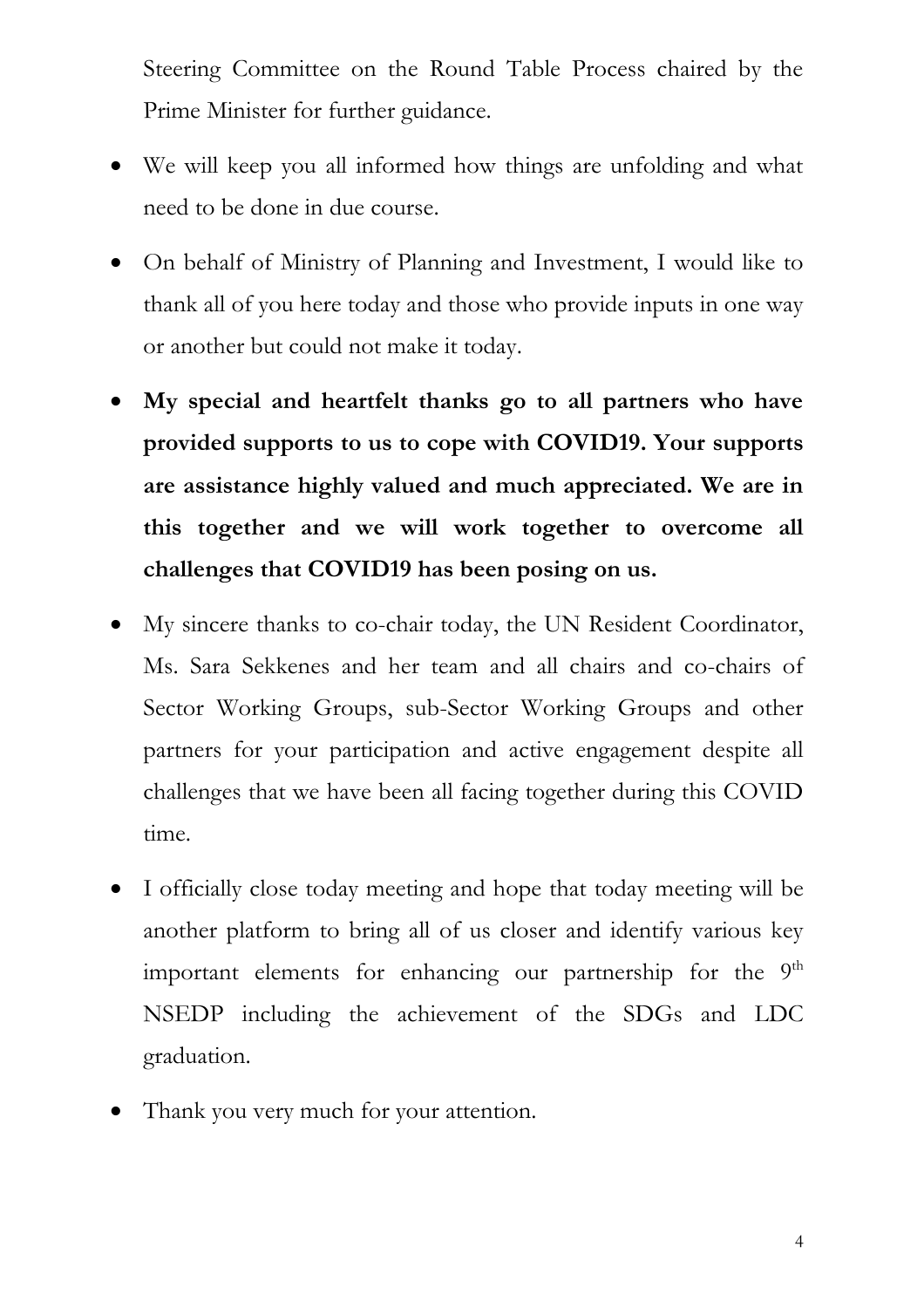Steering Committee on the Round Table Process chaired by the Prime Minister for further guidance.

- We will keep you all informed how things are unfolding and what need to be done in due course.
- On behalf of Ministry of Planning and Investment, I would like to thank all of you here today and those who provide inputs in one way or another but could not make it today.
- **My special and heartfelt thanks go to all partners who have provided supports to us to cope with COVID19. Your supports are assistance highly valued and much appreciated. We are in this together and we will work together to overcome all challenges that COVID19 has been posing on us.**
- My sincere thanks to co-chair today, the UN Resident Coordinator, Ms. Sara Sekkenes and her team and all chairs and co-chairs of Sector Working Groups, sub-Sector Working Groups and other partners for your participation and active engagement despite all challenges that we have been all facing together during this COVID time.
- I officially close today meeting and hope that today meeting will be another platform to bring all of us closer and identify various key important elements for enhancing our partnership for the 9th NSEDP including the achievement of the SDGs and LDC graduation.
- Thank you very much for your attention.